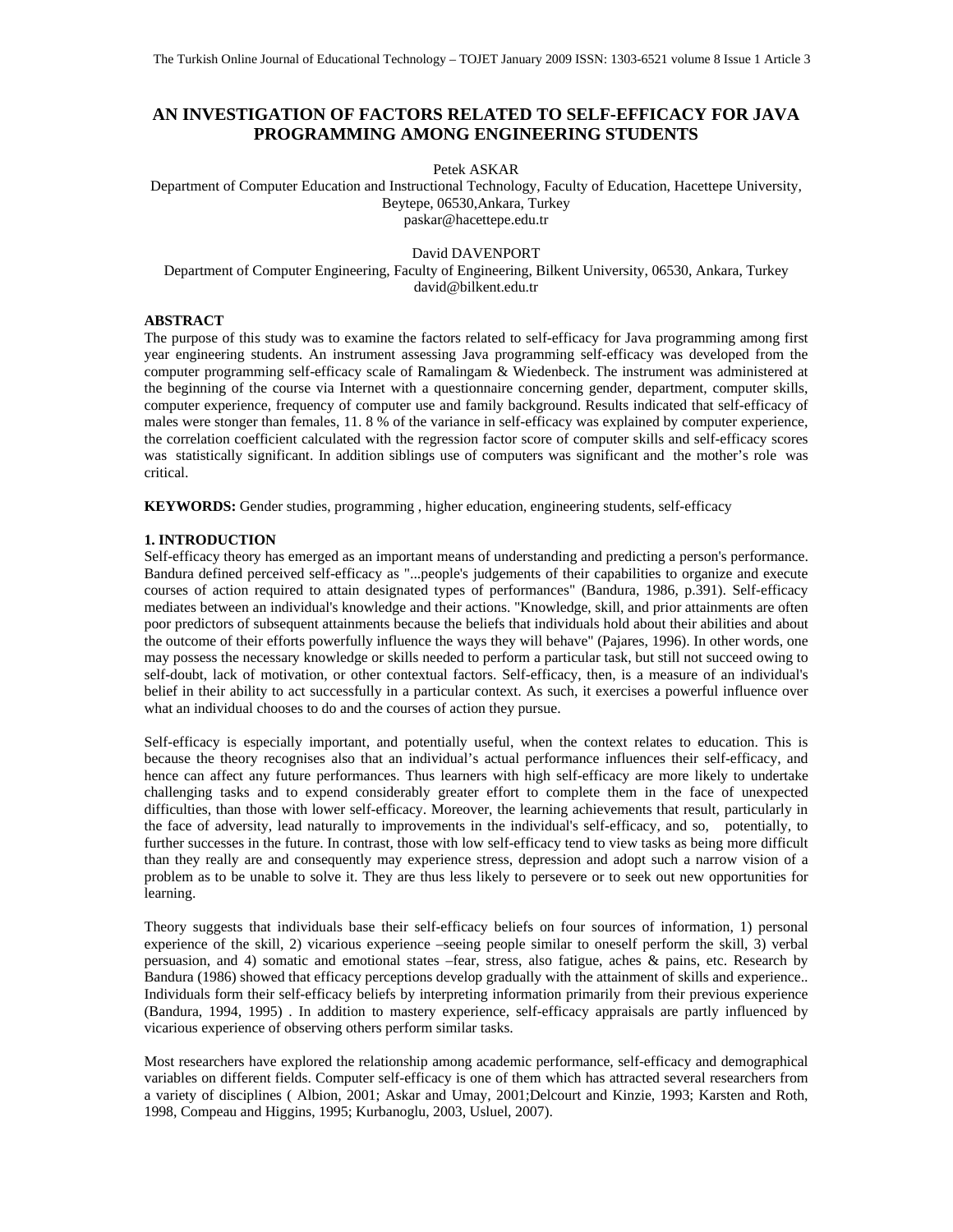# AN INVESTIGATION OF FACTORS RELATED TO SELF-EFFICACY FOR JAVA PROGRAMMING AMONG ENGINEERING STUDENTS

Petek ASKAR
Department of Computer Education and Instructional Technology, Faculty of Education, Hacettepe University, Beytepe, 06530,Ankara, Turkey
paskar@hacettepe.edu.tr

David DAVENPORT
Department of Computer Engineering, Faculty of Engineering, Bilkent University, 06530, Ankara, Turkey
david@bilkent.edu.tr

## ABSTRACT

The purpose of this study was to examine the factors related to self-efficacy for Java programming among first year engineering students. An instrument assessing Java programming self-efficacy was developed from the computer programming self-efficacy scale of Ramalingam & Wiedenbeck. The instrument was administered at the beginning of the course via Internet with a questionnaire concerning gender, department, computer skills, computer experience, frequency of computer use and family background. Results indicated that self-efficacy of males were stonger than females, 11. 8 % of the variance in self-efficacy was explained by computer experience, the correlation coefficient calculated with the regression factor score of computer skills and self-efficacy scores was statistically significant. In addition siblings use of computers was significant and the mother's role was critical.

**KEYWORDS:** Gender studies, programming , higher education, engineering students, self-efficacy

## 1. INTRODUCTION

Self-efficacy theory has emerged as an important means of understanding and predicting a person's performance. Bandura defined perceived self-efficacy as "...people's judgements of their capabilities to organize and execute courses of action required to attain designated types of performances" (Bandura, 1986, p.391). Self-efficacy mediates between an individual's knowledge and their actions. "Knowledge, skill, and prior attainments are often poor predictors of subsequent attainments because the beliefs that individuals hold about their abilities and about the outcome of their efforts powerfully influence the ways they will behave" (Pajares, 1996). In other words, one may possess the necessary knowledge or skills needed to perform a particular task, but still not succeed owing to self-doubt, lack of motivation, or other contextual factors. Self-efficacy, then, is a measure of an individual's belief in their ability to act successfully in a particular context. As such, it exercises a powerful influence over what an individual chooses to do and the courses of action they pursue.

Self-efficacy is especially important, and potentially useful, when the context relates to education. This is because the theory recognises also that an individual's actual performance influences their self-efficacy, and hence can affect any future performances. Thus learners with high self-efficacy are more likely to undertake challenging tasks and to expend considerably greater effort to complete them in the face of unexpected difficulties, than those with lower self-efficacy. Moreover, the learning achievements that result, particularly in the face of adversity, lead naturally to improvements in the individual's self-efficacy, and so, potentially, to further successes in the future. In contrast, those with low self-efficacy tend to view tasks as being more difficult than they really are and consequently may experience stress, depression and adopt such a narrow vision of a problem as to be unable to solve it. They are thus less likely to persevere or to seek out new opportunities for learning.

Theory suggests that individuals base their self-efficacy beliefs on four sources of information, 1) personal experience of the skill, 2) vicarious experience –seeing people similar to oneself perform the skill, 3) verbal persuasion, and 4) somatic and emotional states –fear, stress, also fatigue, aches & pains, etc. Research by Bandura (1986) showed that efficacy perceptions develop gradually with the attainment of skills and experience.. Individuals form their self-efficacy beliefs by interpreting information primarily from their previous experience (Bandura, 1994, 1995) . In addition to mastery experience, self-efficacy appraisals are partly influenced by vicarious experience of observing others perform similar tasks.

Most researchers have explored the relationship among academic performance, self-efficacy and demographical variables on different fields. Computer self-efficacy is one of them which has attracted several researchers from a variety of disciplines ( Albion, 2001; Askar and Umay, 2001;Delcourt and Kinzie, 1993; Karsten and Roth, 1998, Compeau and Higgins, 1995; Kurbanoglu, 2003, Usluel, 2007).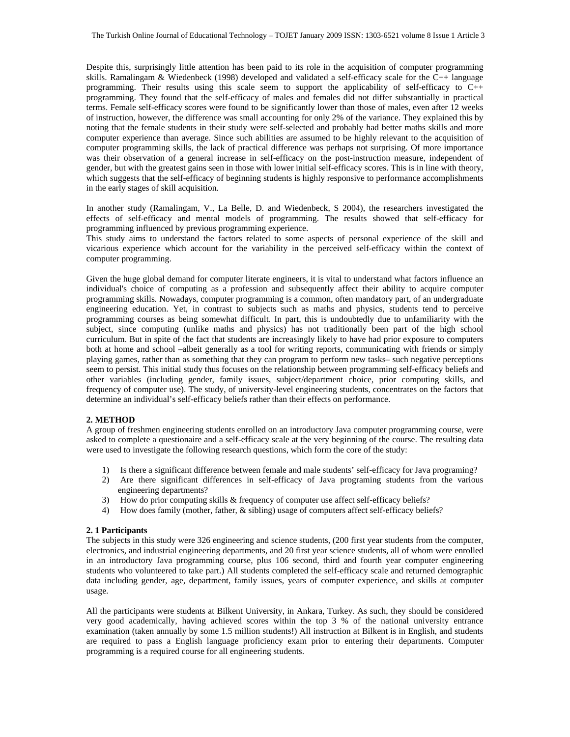Despite this, surprisingly little attention has been paid to its role in the acquisition of computer programming skills. Ramalingam & Wiedenbeck (1998) developed and validated a self-efficacy scale for the C++ language programming. Their results using this scale seem to support the applicability of self-efficacy to C++ programming. They found that the self-efficacy of males and females did not differ substantially in practical terms. Female self-efficacy scores were found to be significantly lower than those of males, even after 12 weeks of instruction, however, the difference was small accounting for only 2% of the variance. They explained this by noting that the female students in their study were self-selected and probably had better maths skills and more computer experience than average. Since such abilities are assumed to be highly relevant to the acquisition of computer programming skills, the lack of practical difference was perhaps not surprising. Of more importance was their observation of a general increase in self-efficacy on the post-instruction measure, independent of gender, but with the greatest gains seen in those with lower initial self-efficacy scores. This is in line with theory, which suggests that the self-efficacy of beginning students is highly responsive to performance accomplishments in the early stages of skill acquisition.

In another study (Ramalingam, V., La Belle, D. and Wiedenbeck, S 2004), the researchers investigated the effects of self-efficacy and mental models of programming. The results showed that self-efficacy for programming influenced by previous programming experience.
This study aims to understand the factors related to some aspects of personal experience of the skill and vicarious experience which account for the variability in the perceived self-efficacy within the context of computer programming.

Given the huge global demand for computer literate engineers, it is vital to understand what factors influence an individual's choice of computing as a profession and subsequently affect their ability to acquire computer programming skills. Nowadays, computer programming is a common, often mandatory part, of an undergraduate engineering education. Yet, in contrast to subjects such as maths and physics, students tend to perceive programming courses as being somewhat difficult. In part, this is undoubtedly due to unfamiliarity with the subject, since computing (unlike maths and physics) has not traditionally been part of the high school curriculum. But in spite of the fact that students are increasingly likely to have had prior exposure to computers both at home and school –albeit generally as a tool for writing reports, communicating with friends or simply playing games, rather than as something that they can program to perform new tasks– such negative perceptions seem to persist. This initial study thus focuses on the relationship between programming self-efficacy beliefs and other variables (including gender, family issues, subject/department choice, prior computing skills, and frequency of computer use). The study, of university-level engineering students, concentrates on the factors that determine an individual's self-efficacy beliefs rather than their effects on performance.

## 2. METHOD

A group of freshmen engineering students enrolled on an introductory Java computer programming course, were asked to complete a questionaire and a self-efficacy scale at the very beginning of the course. The resulting data were used to investigate the following research questions, which form the core of the study:

1) Is there a significant difference between female and male students' self-efficacy for Java programing?
2) Are there significant differences in self-efficacy of Java programing students from the various engineering departments?
3) How do prior computing skills & frequency of computer use affect self-efficacy beliefs?
4) How does family (mother, father, & sibling) usage of computers affect self-efficacy beliefs?

### 2. 1 Participants

The subjects in this study were 326 engineering and science students, (200 first year students from the computer, electronics, and industrial engineering departments, and 20 first year science students, all of whom were enrolled in an introductory Java programming course, plus 106 second, third and fourth year computer engineering students who volunteered to take part.) All students completed the self-efficacy scale and returned demographic data including gender, age, department, family issues, years of computer experience, and skills at computer usage.

All the participants were students at Bilkent University, in Ankara, Turkey. As such, they should be considered very good academically, having achieved scores within the top 3 % of the national university entrance examination (taken annually by some 1.5 million students!) All instruction at Bilkent is in English, and students are required to pass a English language proficiency exam prior to entering their departments. Computer programming is a required course for all engineering students.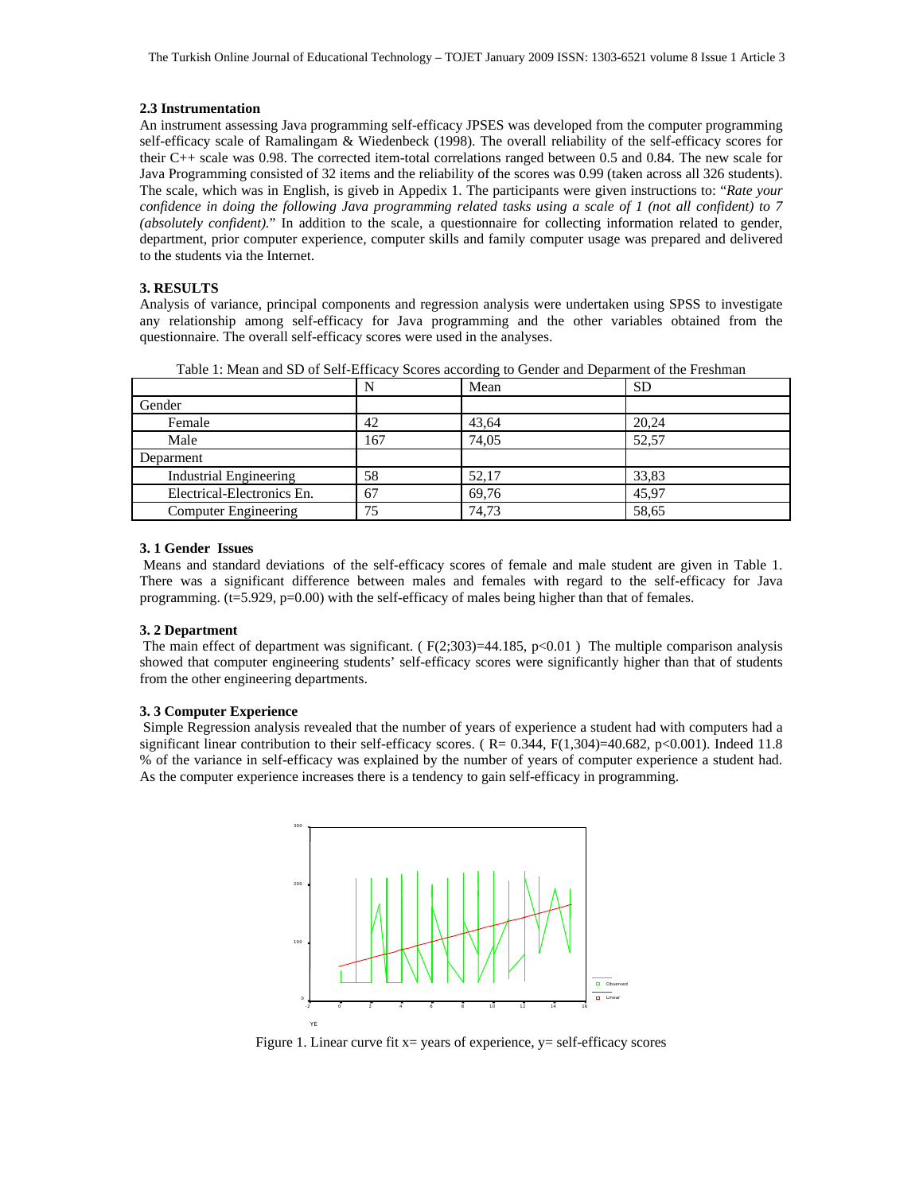### 2.3 Instrumentation

An instrument assessing Java programming self-efficacy JPSES was developed from the computer programming self-efficacy scale of Ramalingam & Wiedenbeck (1998). The overall reliability of the self-efficacy scores for their C++ scale was 0.98. The corrected item-total correlations ranged between 0.5 and 0.84. The new scale for Java Programming consisted of 32 items and the reliability of the scores was 0.99 (taken across all 326 students). The scale, which was in English, is giveb in Appedix 1. The participants were given instructions to: "*Rate your confidence in doing the following Java programming related tasks using a scale of 1 (not all confident) to 7 (absolutely confident).*" In addition to the scale, a questionnaire for collecting information related to gender, department, prior computer experience, computer skills and family computer usage was prepared and delivered to the students via the Internet.

## 3. RESULTS

Analysis of variance, principal components and regression analysis were undertaken using SPSS to investigate any relationship among self-efficacy for Java programming and the other variables obtained from the questionnaire. The overall self-efficacy scores were used in the analyses.

Table 1: Mean and SD of Self-Efficacy Scores according to Gender and Deparment of the Freshman

| | N | Mean | SD |
|---|---|---|---|
| Gender | | | |
| Female | 42 | 43,64 | 20,24 |
| Male | 167 | 74,05 | 52,57 |
| Deparment | | | |
| Industrial Engineering | 58 | 52,17 | 33,83 |
| Electrical-Electronics En. | 67 | 69,76 | 45,97 |
| Computer Engineering | 75 | 74,73 | 58,65 |

### 3. 1 Gender Issues

Means and standard deviations of the self-efficacy scores of female and male student are given in Table 1. There was a significant difference between males and females with regard to the self-efficacy for Java programming. ($t=5.929$, $p=0.00$) with the self-efficacy of males being higher than that of females.

### 3. 2 Department

The main effect of department was significant. ( $F(2;303)=44.185$, $p<0.01$ ) The multiple comparison analysis showed that computer engineering students' self-efficacy scores were significantly higher than that of students from the other engineering departments.

### 3. 3 Computer Experience

Simple Regression analysis revealed that the number of years of experience a student had with computers had a significant linear contribution to their self-efficacy scores. ( $R= 0.344$, $F(1,304)=40.682$, $p<0.001$). Indeed 11.8 % of the variance in self-efficacy was explained by the number of years of computer experience a student had. As the computer experience increases there is a tendency to gain self-efficacy in programming.

Figure 1. Linear curve fit x= years of experience, y= self-efficacy scores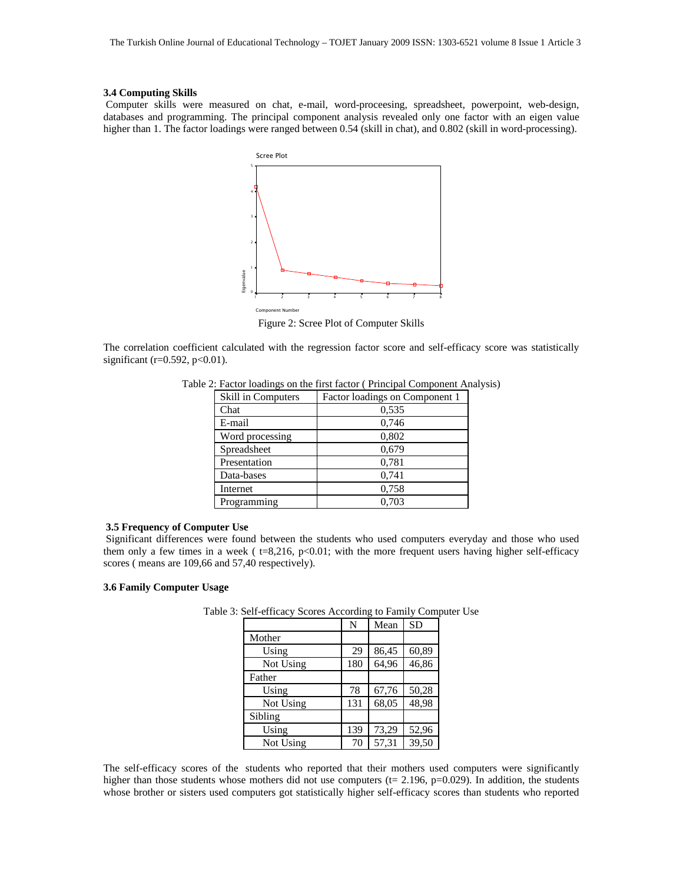### 3.4 Computing Skills

Computer skills were measured on chat, e-mail, word-proceesing, spreadsheet, powerpoint, web-design, databases and programming. The principal component analysis revealed only one factor with an eigen value higher than 1. The factor loadings were ranged between 0.54 (skill in chat), and 0.802 (skill in word-processing).

Figure 2: Scree Plot of Computer Skills

The correlation coefficient calculated with the regression factor score and self-efficacy score was statistically significant (r=0.592, p<0.01).

Table 2: Factor loadings on the first factor ( Principal Component Analysis)

| Skill in Computers | Factor loadings on Component 1 |
|---|---|
| Chat | 0,535 |
| E-mail | 0,746 |
| Word processing | 0,802 |
| Spreadsheet | 0,679 |
| Presentation | 0,781 |
| Data-bases | 0,741 |
| Internet | 0,758 |
| Programming | 0,703 |

### 3.5 Frequency of Computer Use

Significant differences were found between the students who used computers everyday and those who used them only a few times in a week ( t=8,216, p<0.01; with the more frequent users having higher self-efficacy scores ( means are 109,66 and 57,40 respectively).

### 3.6 Family Computer Usage

Table 3: Self-efficacy Scores According to Family Computer Use

| | N | Mean | SD |
|---|---|---|---|
| Mother | | | |
| Using | 29 | 86,45 | 60,89 |
| Not Using | 180 | 64,96 | 46,86 |
| Father | | | |
| Using | 78 | 67,76 | 50,28 |
| Not Using | 131 | 68,05 | 48,98 |
| Sibling | | | |
| Using | 139 | 73,29 | 52,96 |
| Not Using | 70 | 57,31 | 39,50 |

The self-efficacy scores of the students who reported that their mothers used computers were significantly higher than those students whose mothers did not use computers (t= 2.196, p=0.029). In addition, the students whose brother or sisters used computers got statistically higher self-efficacy scores than students who reported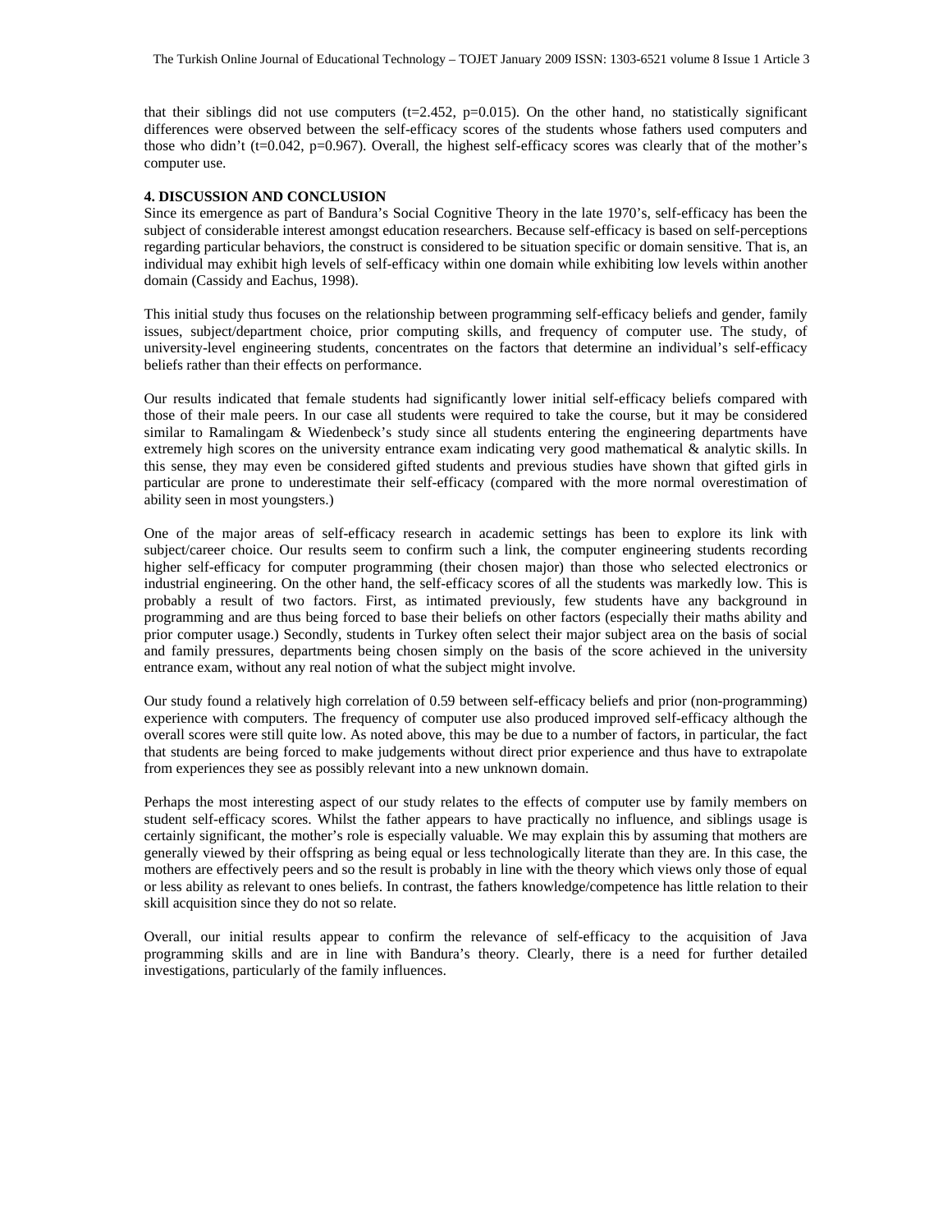that their siblings did not use computers ($t=2.452$, $p=0.015$). On the other hand, no statistically significant differences were observed between the self-efficacy scores of the students whose fathers used computers and those who didn't ($t=0.042$, $p=0.967$). Overall, the highest self-efficacy scores was clearly that of the mother's computer use.

## 4. DISCUSSION AND CONCLUSION

Since its emergence as part of Bandura's Social Cognitive Theory in the late 1970's, self-efficacy has been the subject of considerable interest amongst education researchers. Because self-efficacy is based on self-perceptions regarding particular behaviors, the construct is considered to be situation specific or domain sensitive. That is, an individual may exhibit high levels of self-efficacy within one domain while exhibiting low levels within another domain (Cassidy and Eachus, 1998).

This initial study thus focuses on the relationship between programming self-efficacy beliefs and gender, family issues, subject/department choice, prior computing skills, and frequency of computer use. The study, of university-level engineering students, concentrates on the factors that determine an individual's self-efficacy beliefs rather than their effects on performance.

Our results indicated that female students had significantly lower initial self-efficacy beliefs compared with those of their male peers. In our case all students were required to take the course, but it may be considered similar to Ramalingam & Wiedenbeck's study since all students entering the engineering departments have extremely high scores on the university entrance exam indicating very good mathematical & analytic skills. In this sense, they may even be considered gifted students and previous studies have shown that gifted girls in particular are prone to underestimate their self-efficacy (compared with the more normal overestimation of ability seen in most youngsters.)

One of the major areas of self-efficacy research in academic settings has been to explore its link with subject/career choice. Our results seem to confirm such a link, the computer engineering students recording higher self-efficacy for computer programming (their chosen major) than those who selected electronics or industrial engineering. On the other hand, the self-efficacy scores of all the students was markedly low. This is probably a result of two factors. First, as intimated previously, few students have any background in programming and are thus being forced to base their beliefs on other factors (especially their maths ability and prior computer usage.) Secondly, students in Turkey often select their major subject area on the basis of social and family pressures, departments being chosen simply on the basis of the score achieved in the university entrance exam, without any real notion of what the subject might involve.

Our study found a relatively high correlation of 0.59 between self-efficacy beliefs and prior (non-programming) experience with computers. The frequency of computer use also produced improved self-efficacy although the overall scores were still quite low. As noted above, this may be due to a number of factors, in particular, the fact that students are being forced to make judgements without direct prior experience and thus have to extrapolate from experiences they see as possibly relevant into a new unknown domain.

Perhaps the most interesting aspect of our study relates to the effects of computer use by family members on student self-efficacy scores. Whilst the father appears to have practically no influence, and siblings usage is certainly significant, the mother's role is especially valuable. We may explain this by assuming that mothers are generally viewed by their offspring as being equal or less technologically literate than they are. In this case, the mothers are effectively peers and so the result is probably in line with the theory which views only those of equal or less ability as relevant to ones beliefs. In contrast, the fathers knowledge/competence has little relation to their skill acquisition since they do not so relate.

Overall, our initial results appear to confirm the relevance of self-efficacy to the acquisition of Java programming skills and are in line with Bandura's theory. Clearly, there is a need for further detailed investigations, particularly of the family influences.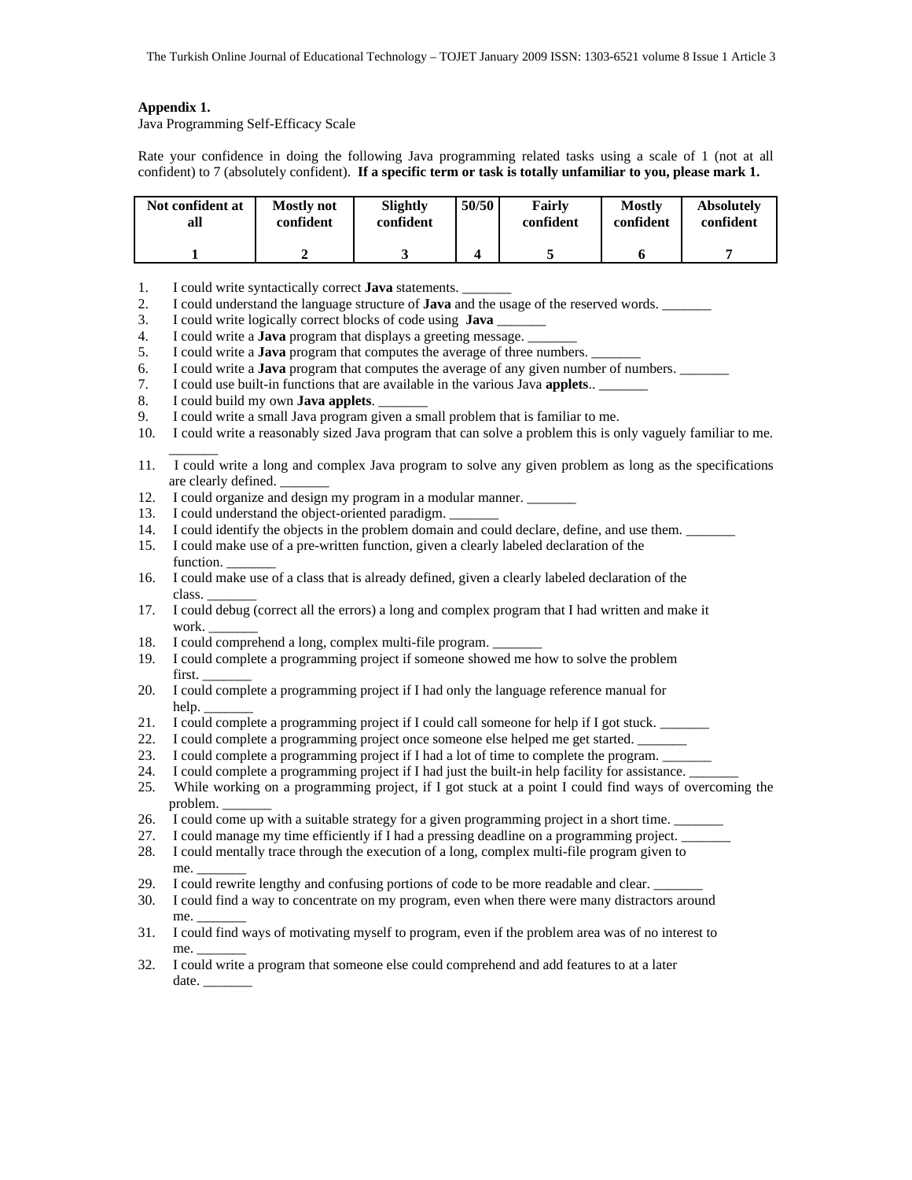**Appendix 1.**

Java Programming Self-Efficacy Scale

Rate your confidence in doing the following Java programming related tasks using a scale of 1 (not at all confident) to 7 (absolutely confident). **If a specific term or task is totally unfamiliar to you, please mark 1.**

| Not confident at all | Mostly not confident | Slightly confident | 50/50 | Fairly confident | Mostly confident | Absolutely confident |
|---|---|---|---|---|---|---|
| 1 | 2 | 3 | 4 | 5 | 6 | 7 |

1. I could write syntactically correct **Java** statements. _______
2. I could understand the language structure of **Java** and the usage of the reserved words. _______
3. I could write logically correct blocks of code using **Java** _______
4. I could write a **Java** program that displays a greeting message. _______
5. I could write a **Java** program that computes the average of three numbers. _______
6. I could write a **Java** program that computes the average of any given number of numbers. _______
7. I could use built-in functions that are available in the various Java **applets**.. _______
8. I could build my own **Java applets**. _______
9. I could write a small Java program given a small problem that is familiar to me.
10. I could write a reasonably sized Java program that can solve a problem this is only vaguely familiar to me. _______
11. I could write a long and complex Java program to solve any given problem as long as the specifications are clearly defined. _______
12. I could organize and design my program in a modular manner. _______
13. I could understand the object-oriented paradigm. _______
14. I could identify the objects in the problem domain and could declare, define, and use them. _______
15. I could make use of a pre-written function, given a clearly labeled declaration of the function. _______
16. I could make use of a class that is already defined, given a clearly labeled declaration of the class. _______
17. I could debug (correct all the errors) a long and complex program that I had written and make it work. _______
18. I could comprehend a long, complex multi-file program. _______
19. I could complete a programming project if someone showed me how to solve the problem first. _______
20. I could complete a programming project if I had only the language reference manual for help. _______
21. I could complete a programming project if I could call someone for help if I got stuck. _______
22. I could complete a programming project once someone else helped me get started. _______
23. I could complete a programming project if I had a lot of time to complete the program. _______
24. I could complete a programming project if I had just the built-in help facility for assistance. _______
25. While working on a programming project, if I got stuck at a point I could find ways of overcoming the problem. _______
26. I could come up with a suitable strategy for a given programming project in a short time. _______
27. I could manage my time efficiently if I had a pressing deadline on a programming project. _______
28. I could mentally trace through the execution of a long, complex multi-file program given to me. _______
29. I could rewrite lengthy and confusing portions of code to be more readable and clear. _______
30. I could find a way to concentrate on my program, even when there were many distractors around me. _______
31. I could find ways of motivating myself to program, even if the problem area was of no interest to me. _______
32. I could write a program that someone else could comprehend and add features to at a later date. _______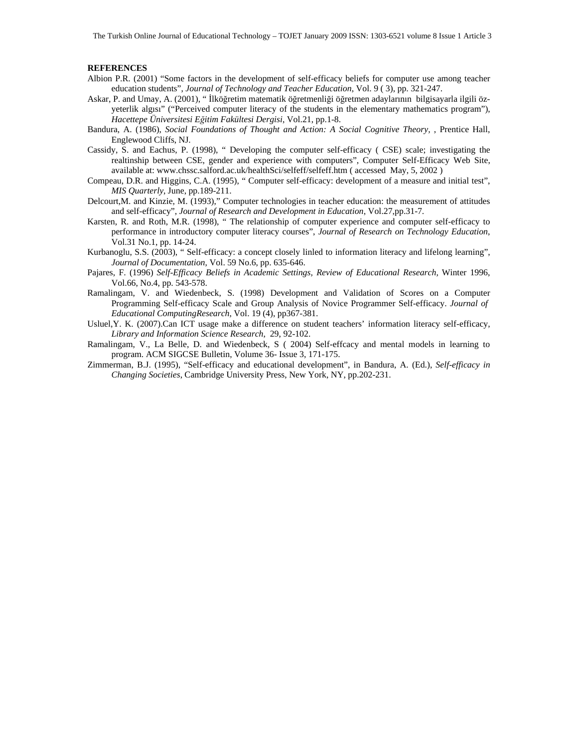**REFERENCES**

Albion P.R. (2001) "Some factors in the development of self-efficacy beliefs for computer use among teacher education students", *Journal of Technology and Teacher Education*, Vol. 9 ( 3), pp. 321-247.

Askar, P. and Umay, A. (2001), " İlköğretim matematik öğretmenliği öğretmen adaylarının bilgisayarla ilgili öz-yeterlik algısı" ("Perceived computer literacy of the students in the elementary mathematics program"), *Hacettepe Üniversitesi Eğitim Fakültesi Dergisi*, Vol.21, pp.1-8.

Bandura, A. (1986), *Social Foundations of Thought and Action: A Social Cognitive Theory*, , Prentice Hall, Englewood Cliffs, NJ.

Cassidy, S. and Eachus, P. (1998), " Developing the computer self-efficacy ( CSE) scale; investigating the realtinship between CSE, gender and experience with computers", Computer Self-Efficacy Web Site, available at: www.chssc.salford.ac.uk/healthSci/selfeff/selfeff.htm ( accessed May, 5, 2002 )

Compeau, D.R. and Higgins, C.A. (1995), " Computer self-efficacy: development of a measure and initial test", *MIS Quarterly*, June, pp.189-211.

Delcourt,M. and Kinzie, M. (1993)," Computer technologies in teacher education: the measurement of attitudes and self-efficacy", *Journal of Research and Development in Education*, Vol.27,pp.31-7.

Karsten, R. and Roth, M.R. (1998), " The relationship of computer experience and computer self-efficacy to performance in introductory computer literacy courses", *Journal of Research on Technology Education*, Vol.31 No.1, pp. 14-24.

Kurbanoglu, S.S. (2003), " Self-efficacy: a concept closely linled to information literacy and lifelong learning", *Journal of Documentation*, Vol. 59 No.6, pp. 635-646.

Pajares, F. (1996) *Self-Efficacy Beliefs in Academic Settings, Review of Educational Research,* Winter 1996, Vol.66, No.4, pp. 543-578.

Ramalingam, V. and Wiedenbeck, S. (1998) Development and Validation of Scores on a Computer Programming Self-efficacy Scale and Group Analysis of Novice Programmer Self-efficacy. *Journal of Educational ComputingResearch*, Vol. 19 (4), pp367-381.

Usluel,Y. K. (2007).Can ICT usage make a difference on student teachers' information literacy self-efficacy, *Library and Information Science Research*, 29, 92-102.

Ramalingam, V., La Belle, D. and Wiedenbeck, S ( 2004) Self-effcacy and mental models in learning to program. ACM SIGCSE Bulletin, Volume 36- Issue 3, 171-175.

Zimmerman, B.J. (1995), "Self-efficacy and educational development", in Bandura, A. (Ed.), *Self-efficacy in Changing Societies*, Cambridge University Press, New York, NY, pp.202-231.